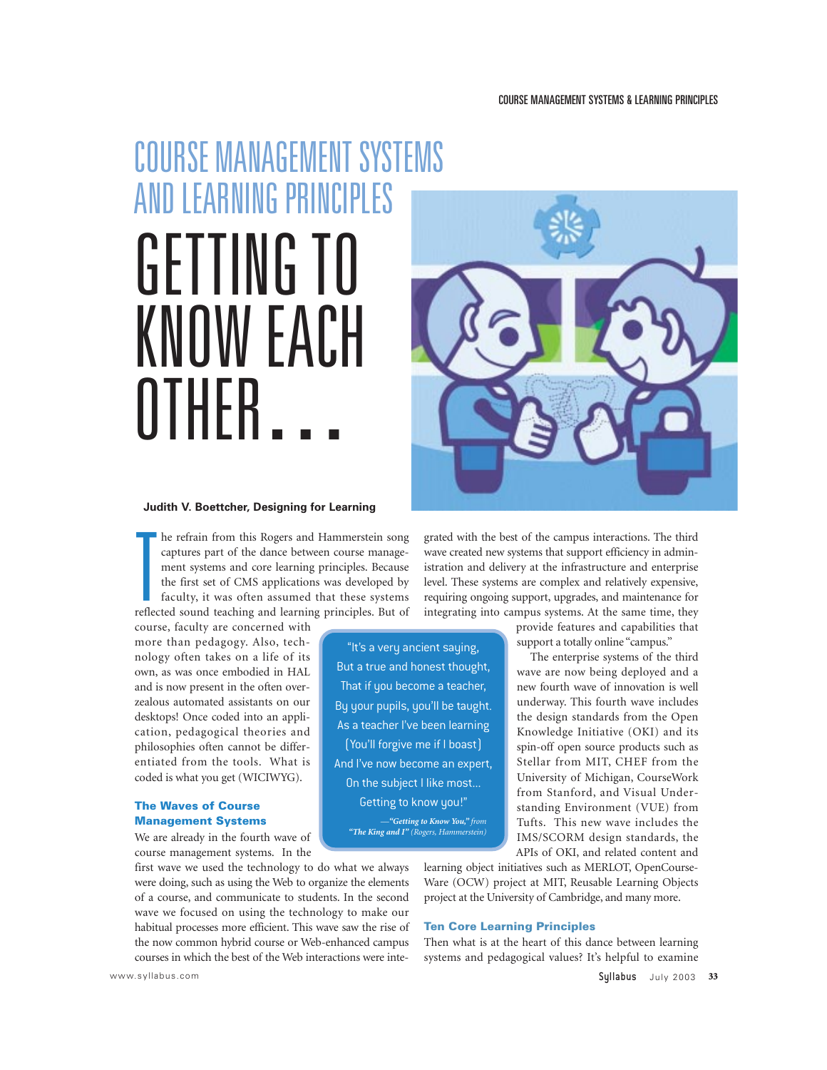# COURSE MANAGEMENT SYSTEMS AND LEARNING PRINCIPLES

# GETTING TO KNOW EACH OTHER...

**Judith V. Boettcher, Designing for Learning**

The refrain from this Rogers and Hammerstein song captures part of the dance between course management systems and core learning principles. Because the first set of CMS applications was developed by faculty, it was often assumed that these systems reflected sound teaching and learning principles. But of course, faculty are concerned with more than pedagogy. Also, technology often takes on a life of its own, as was once embodied in HAL and is now present in the often overzealous automated assistants on our desktops! Once coded into an application, pedagogical theories and philosophies often cannot be differentiated from the tools. What is coded is what you get (WICIWYG).

> "It's a very ancient saying,
> But a true and honest thought,
> That if you become a teacher,
> By your pupils, you'll be taught.
> As a teacher I've been learning
> (You'll forgive me if I boast)
> And I've now become an expert,
> On the subject I like most...
> Getting to know you!"
>
> —*"Getting to Know You," from "The King and I" (Rogers, Hammerstein)*

### The Waves of Course Management Systems

We are already in the fourth wave of course management systems. In the first wave we used the technology to do what we always were doing, such as using the Web to organize the elements of a course, and communicate to students. In the second wave we focused on using the technology to make our habitual processes more efficient. This wave saw the rise of the now common hybrid course or Web-enhanced campus courses in which the best of the Web interactions were integrated with the best of the campus interactions. The third wave created new systems that support efficiency in administration and delivery at the infrastructure and enterprise level. These systems are complex and relatively expensive, requiring ongoing support, upgrades, and maintenance for integrating into campus systems. At the same time, they provide features and capabilities that support a totally online "campus."

The enterprise systems of the third wave are now being deployed and a new fourth wave of innovation is well underway. This fourth wave includes the design standards from the Open Knowledge Initiative (OKI) and its spin-off open source products such as Stellar from MIT, CHEF from the University of Michigan, CourseWork from Stanford, and Visual Understanding Environment (VUE) from Tufts. This new wave includes the IMS/SCORM design standards, the APIs of OKI, and related content and learning object initiatives such as MERLOT, OpenCourseWare (OCW) project at MIT, Reusable Learning Objects project at the University of Cambridge, and many more.

### Ten Core Learning Principles

Then what is at the heart of this dance between learning systems and pedagogical values? It's helpful to examine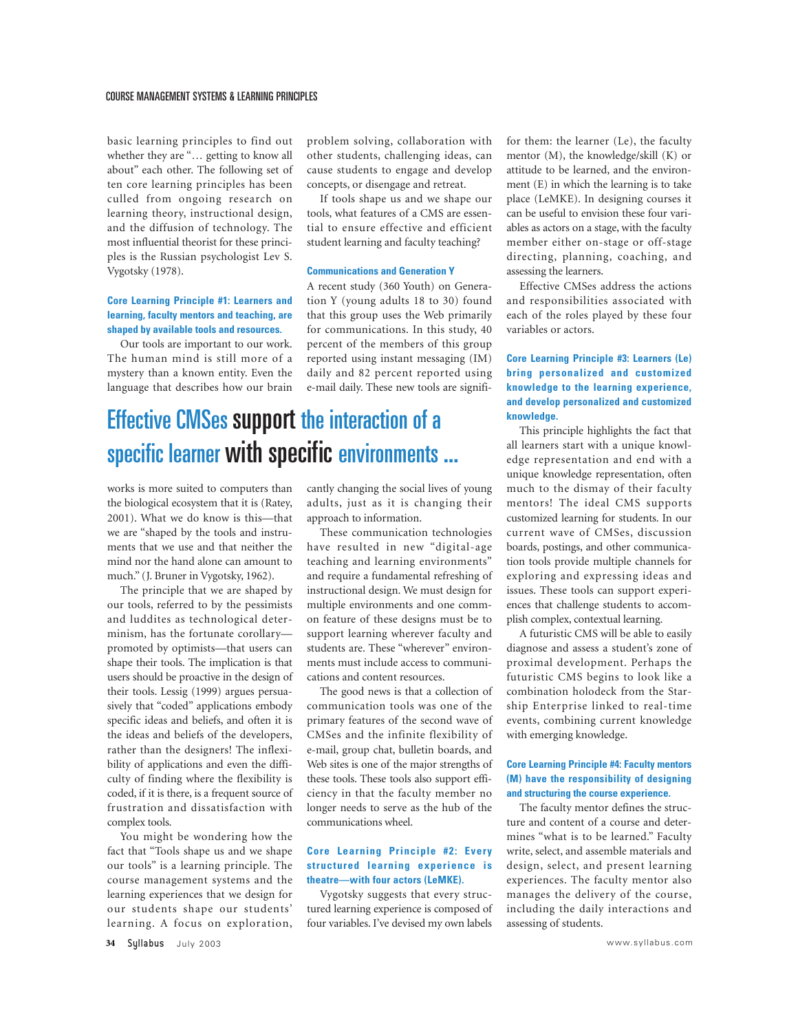basic learning principles to find out whether they are "… getting to know all about" each other. The following set of ten core learning principles has been culled from ongoing research on learning theory, instructional design, and the diffusion of technology. The most influential theorist for these principles is the Russian psychologist Lev S. Vygotsky (1978).

### Core Learning Principle #1: Learners and learning, faculty mentors and teaching, are shaped by available tools and resources.

Our tools are important to our work. The human mind is still more of a mystery than a known entity. Even the language that describes how our brain works is more suited to computers than the biological ecosystem that it is (Ratey, 2001). What we do know is this—that we are "shaped by the tools and instruments that we use and that neither the mind nor the hand alone can amount to much." (J. Bruner in Vygotsky, 1962).

The principle that we are shaped by our tools, referred to by the pessimists and luddites as technological determinism, has the fortunate corollary—promoted by optimists—that users can shape their tools. The implication is that users should be proactive in the design of their tools. Lessig (1999) argues persuasively that "coded" applications embody specific ideas and beliefs, and often it is the ideas and beliefs of the developers, rather than the designers! The inflexibility of applications and even the difficulty of finding where the flexibility is coded, if it is there, is a frequent source of frustration and dissatisfaction with complex tools.

You might be wondering how the fact that "Tools shape us and we shape our tools" is a learning principle. The course management systems and the learning experiences that we design for our students shape our students' learning. A focus on exploration, problem solving, collaboration with other students, challenging ideas, can cause students to engage and develop concepts, or disengage and retreat.

If tools shape us and we shape our tools, what features of a CMS are essential to ensure effective and efficient student learning and faculty teaching?

> **Effective CMSes support the interaction of a specific learner with specific environments ...**

### Communications and Generation Y

A recent study (360 Youth) on Generation Y (young adults 18 to 30) found that this group uses the Web primarily for communications. In this study, 40 percent of the members of this group reported using instant messaging (IM) daily and 82 percent reported using e-mail daily. These new tools are significantly changing the social lives of young adults, just as it is changing their approach to information.

These communication technologies have resulted in new "digital-age teaching and learning environments" and require a fundamental refreshing of instructional design. We must design for multiple environments and one common feature of these designs must be to support learning wherever faculty and students are. These "wherever" environments must include access to communications and content resources.

The good news is that a collection of communication tools was one of the primary features of the second wave of CMSes and the infinite flexibility of e-mail, group chat, bulletin boards, and Web sites is one of the major strengths of these tools. These tools also support efficiency in that the faculty member no longer needs to serve as the hub of the communications wheel.

### Core Learning Principle #2: Every structured learning experience is theatre—with four actors (LeMKE).

Vygotsky suggests that every structured learning experience is composed of four variables. I've devised my own labels for them: the learner (Le), the faculty mentor (M), the knowledge/skill (K) or attitude to be learned, and the environment (E) in which the learning is to take place (LeMKE). In designing courses it can be useful to envision these four variables as actors on a stage, with the faculty member either on-stage or off-stage directing, planning, coaching, and assessing the learners.

Effective CMSes address the actions and responsibilities associated with each of the roles played by these four variables or actors.

### Core Learning Principle #3: Learners (Le) bring personalized and customized knowledge to the learning experience, and develop personalized and customized knowledge.

This principle highlights the fact that all learners start with a unique knowledge representation and end with a unique knowledge representation, often much to the dismay of their faculty mentors! The ideal CMS supports customized learning for students. In our current wave of CMSes, discussion boards, postings, and other communication tools provide multiple channels for exploring and expressing ideas and issues. These tools can support experiences that challenge students to accomplish complex, contextual learning.

A futuristic CMS will be able to easily diagnose and assess a student's zone of proximal development. Perhaps the futuristic CMS begins to look like a combination holodeck from the Starship Enterprise linked to real-time events, combining current knowledge with emerging knowledge.

### Core Learning Principle #4: Faculty mentors (M) have the responsibility of designing and structuring the course experience.

The faculty mentor defines the structure and content of a course and determines "what is to be learned." Faculty write, select, and assemble materials and design, select, and present learning experiences. The faculty mentor also manages the delivery of the course, including the daily interactions and assessing of students.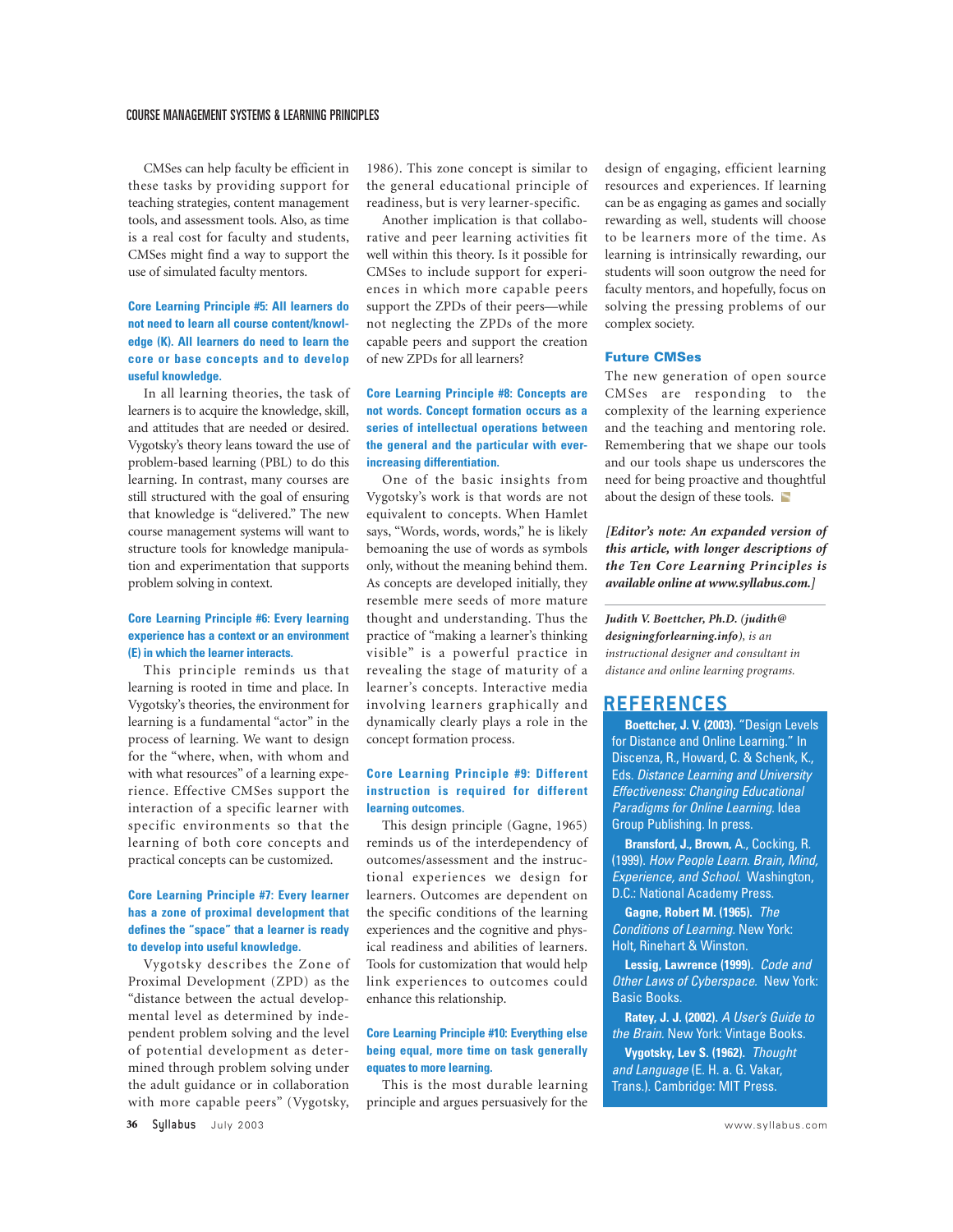CMSes can help faculty be efficient in these tasks by providing support for teaching strategies, content management tools, and assessment tools. Also, as time is a real cost for faculty and students, CMSes might find a way to support the use of simulated faculty mentors.

### Core Learning Principle #5: All learners do not need to learn all course content/knowledge (K). All learners do need to learn the core or base concepts and to develop useful knowledge.

In all learning theories, the task of learners is to acquire the knowledge, skill, and attitudes that are needed or desired. Vygotsky's theory leans toward the use of problem-based learning (PBL) to do this learning. In contrast, many courses are still structured with the goal of ensuring that knowledge is "delivered." The new course management systems will want to structure tools for knowledge manipulation and experimentation that supports problem solving in context.

### Core Learning Principle #6: Every learning experience has a context or an environment (E) in which the learner interacts.

This principle reminds us that learning is rooted in time and place. In Vygotsky's theories, the environment for learning is a fundamental "actor" in the process of learning. We want to design for the "where, when, with whom and with what resources" of a learning experience. Effective CMSes support the interaction of a specific learner with specific environments so that the learning of both core concepts and practical concepts can be customized.

### Core Learning Principle #7: Every learner has a zone of proximal development that defines the "space" that a learner is ready to develop into useful knowledge.

Vygotsky describes the Zone of Proximal Development (ZPD) as the "distance between the actual developmental level as determined by independent problem solving and the level of potential development as determined through problem solving under the adult guidance or in collaboration with more capable peers" (Vygotsky, 1986). This zone concept is similar to the general educational principle of readiness, but is very learner-specific.

Another implication is that collaborative and peer learning activities fit well within this theory. Is it possible for CMSes to include support for experiences in which more capable peers support the ZPDs of their peers—while not neglecting the ZPDs of the more capable peers and support the creation of new ZPDs for all learners?

### Core Learning Principle #8: Concepts are not words. Concept formation occurs as a series of intellectual operations between the general and the particular with ever-increasing differentiation.

One of the basic insights from Vygotsky's work is that words are not equivalent to concepts. When Hamlet says, "Words, words, words," he is likely bemoaning the use of words as symbols only, without the meaning behind them. As concepts are developed initially, they resemble mere seeds of more mature thought and understanding. Thus the practice of "making a learner's thinking visible" is a powerful practice in revealing the stage of maturity of a learner's concepts. Interactive media involving learners graphically and dynamically clearly plays a role in the concept formation process.

### Core Learning Principle #9: Different instruction is required for different learning outcomes.

This design principle (Gagne, 1965) reminds us of the interdependency of outcomes/assessment and the instructional experiences we design for learners. Outcomes are dependent on the specific conditions of the learning experiences and the cognitive and physical readiness and abilities of learners. Tools for customization that would help link experiences to outcomes could enhance this relationship.

### Core Learning Principle #10: Everything else being equal, more time on task generally equates to more learning.

This is the most durable learning principle and argues persuasively for the design of engaging, efficient learning resources and experiences. If learning can be as engaging as games and socially rewarding as well, students will choose to be learners more of the time. As learning is intrinsically rewarding, our students will soon outgrow the need for faculty mentors, and hopefully, focus on solving the pressing problems of our complex society.

## Future CMSes

The new generation of open source CMSes are responding to the complexity of the learning experience and the teaching and mentoring role. Remembering that we shape our tools and our tools shape us underscores the need for being proactive and thoughtful about the design of these tools.

***[Editor's note: An expanded version of this article, with longer descriptions of the Ten Core Learning Principles is available online at www.syllabus.com.]***

***Judith V. Boettcher, Ph.D. (judith@designingforlearning.info)****, is an instructional designer and consultant in distance and online learning programs.*

## REFERENCES

**Boettcher, J. V. (2003).** "Design Levels for Distance and Online Learning." In Discenza, R., Howard, C. & Schenk, K., Eds. *Distance Learning and University Effectiveness: Changing Educational Paradigms for Online Learning.* Idea Group Publishing. In press.

**Bransford, J., Brown,** A., Cocking, R. (1999). *How People Learn. Brain, Mind, Experience, and School.* Washington, D.C.: National Academy Press.

**Gagne, Robert M. (1965).** *The Conditions of Learning.* New York: Holt, Rinehart & Winston.

**Lessig, Lawrence (1999).** *Code and Other Laws of Cyberspace.* New York: Basic Books.

**Ratey, J. J. (2002).** *A User's Guide to the Brain.* New York: Vintage Books.

**Vygotsky, Lev S. (1962).** *Thought and Language* (E. H. a. G. Vakar, Trans.). Cambridge: MIT Press.